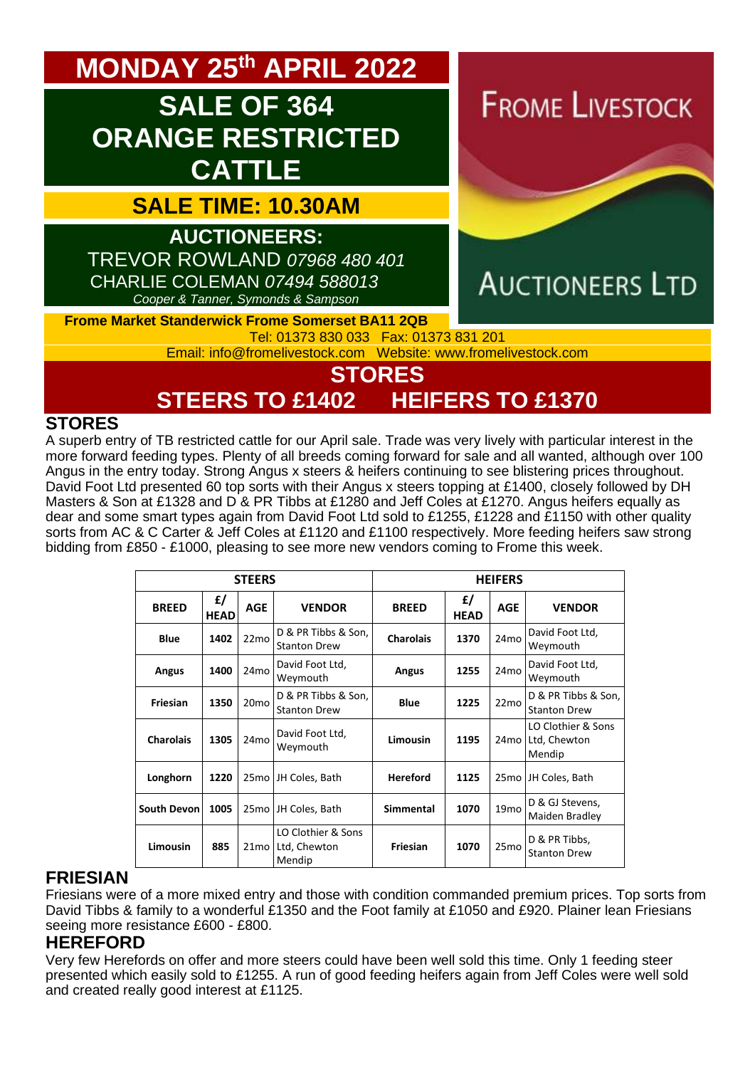# MONDAY 25th APRIL 2022

## SALE OF 364 ORANGE RESTRICTED CATTLE

**SALE TIME: 10.30AM**

**AUCTIONEERS:**
TREVOR ROWLAND *07968 480 401*
CHARLIE COLEMAN *07494 588013*
*Cooper & Tanner, Symonds & Sampson*

FROME LIVESTOCK AUCTIONEERS LTD

**Frome Market Standerwick Frome Somerset BA11 2QB**
Tel: 01373 830 033 Fax: 01373 831 201
Email: info@fromelivestock.com Website: www.fromelivestock.com

## STORES
## STEERS TO £1402 HEIFERS TO £1370

### STORES

A superb entry of TB restricted cattle for our April sale. Trade was very lively with particular interest in the more forward feeding types. Plenty of all breeds coming forward for sale and all wanted, although over 100 Angus in the entry today. Strong Angus x steers & heifers continuing to see blistering prices throughout. David Foot Ltd presented 60 top sorts with their Angus x steers topping at £1400, closely followed by DH Masters & Son at £1328 and D & PR Tibbs at £1280 and Jeff Coles at £1270. Angus heifers equally as dear and some smart types again from David Foot Ltd sold to £1255, £1228 and £1150 with other quality sorts from AC & C Carter & Jeff Coles at £1120 and £1100 respectively. More feeding heifers saw strong bidding from £850 - £1000, pleasing to see more new vendors coming to Frome this week.

| STEERS | | | | HEIFERS | | | |
|---|---|---|---|---|---|---|---|
| BREED | £/ HEAD | AGE | VENDOR | BREED | £/ HEAD | AGE | VENDOR |
| Blue | 1402 | 22mo | D & PR Tibbs & Son, Stanton Drew | Charolais | 1370 | 24mo | David Foot Ltd, Weymouth |
| Angus | 1400 | 24mo | David Foot Ltd, Weymouth | Angus | 1255 | 24mo | David Foot Ltd, Weymouth |
| Friesian | 1350 | 20mo | D & PR Tibbs & Son, Stanton Drew | Blue | 1225 | 22mo | D & PR Tibbs & Son, Stanton Drew |
| Charolais | 1305 | 24mo | David Foot Ltd, Weymouth | Limousin | 1195 | 24mo | LO Clothier & Sons Ltd, Chewton Mendip |
| Longhorn | 1220 | 25mo | JH Coles, Bath | Hereford | 1125 | 25mo | JH Coles, Bath |
| South Devon | 1005 | 25mo | JH Coles, Bath | Simmental | 1070 | 19mo | D & GJ Stevens, Maiden Bradley |
| Limousin | 885 | 21mo | LO Clothier & Sons Ltd, Chewton Mendip | Friesian | 1070 | 25mo | D & PR Tibbs, Stanton Drew |

### FRIESIAN

Friesians were of a more mixed entry and those with condition commanded premium prices. Top sorts from David Tibbs & family to a wonderful £1350 and the Foot family at £1050 and £920. Plainer lean Friesians seeing more resistance £600 - £800.

### HEREFORD

Very few Herefords on offer and more steers could have been well sold this time. Only 1 feeding steer presented which easily sold to £1255. A run of good feeding heifers again from Jeff Coles were well sold and created really good interest at £1125.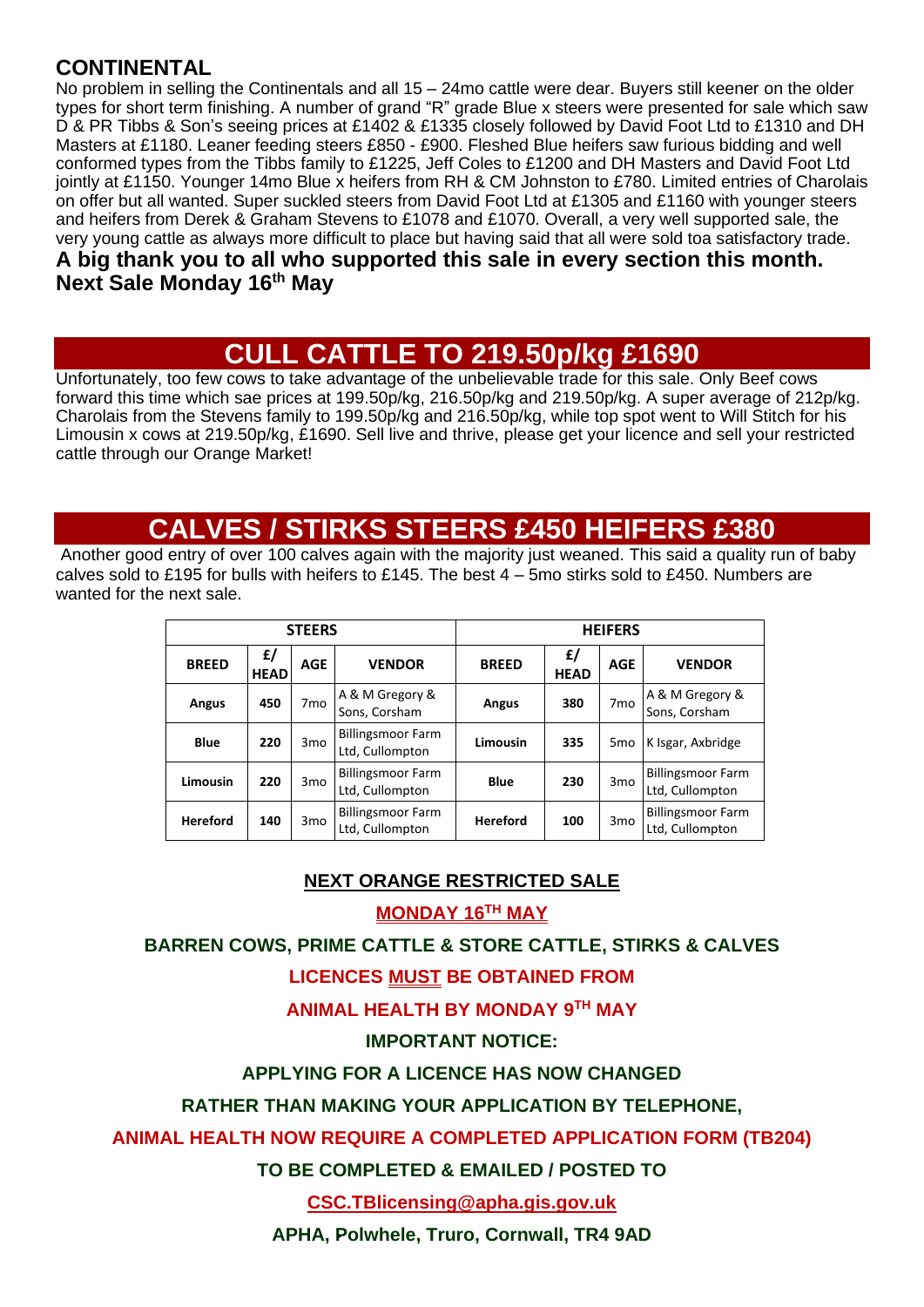## CONTINENTAL

No problem in selling the Continentals and all 15 – 24mo cattle were dear. Buyers still keener on the older types for short term finishing. A number of grand "R" grade Blue x steers were presented for sale which saw D & PR Tibbs & Son's seeing prices at £1402 & £1335 closely followed by David Foot Ltd to £1310 and DH Masters at £1180. Leaner feeding steers £850 - £900. Fleshed Blue heifers saw furious bidding and well conformed types from the Tibbs family to £1225, Jeff Coles to £1200 and DH Masters and David Foot Ltd jointly at £1150. Younger 14mo Blue x heifers from RH & CM Johnston to £780. Limited entries of Charolais on offer but all wanted. Super suckled steers from David Foot Ltd at £1305 and £1160 with younger steers and heifers from Derek & Graham Stevens to £1078 and £1070. Overall, a very well supported sale, the very young cattle as always more difficult to place but having said that all were sold toa satisfactory trade.

**A big thank you to all who supported this sale in every section this month.**
**Next Sale Monday 16th May**

# CULL CATTLE TO 219.50p/kg £1690

Unfortunately, too few cows to take advantage of the unbelievable trade for this sale. Only Beef cows forward this time which sae prices at 199.50p/kg, 216.50p/kg and 219.50p/kg. A super average of 212p/kg. Charolais from the Stevens family to 199.50p/kg and 216.50p/kg, while top spot went to Will Stitch for his Limousin x cows at 219.50p/kg, £1690. Sell live and thrive, please get your licence and sell your restricted cattle through our Orange Market!

# CALVES / STIRKS STEERS £450 HEIFERS £380

Another good entry of over 100 calves again with the majority just weaned. This said a quality run of baby calves sold to £195 for bulls with heifers to £145. The best 4 – 5mo stirks sold to £450. Numbers are wanted for the next sale.

| STEERS | | | | HEIFERS | | | |
|---|---|---|---|---|---|---|---|
| BREED | £/ HEAD | AGE | VENDOR | BREED | £/ HEAD | AGE | VENDOR |
| Angus | 450 | 7mo | A & M Gregory & Sons, Corsham | Angus | 380 | 7mo | A & M Gregory & Sons, Corsham |
| Blue | 220 | 3mo | Billingsmoor Farm Ltd, Cullompton | Limousin | 335 | 5mo | K Isgar, Axbridge |
| Limousin | 220 | 3mo | Billingsmoor Farm Ltd, Cullompton | Blue | 230 | 3mo | Billingsmoor Farm Ltd, Cullompton |
| Hereford | 140 | 3mo | Billingsmoor Farm Ltd, Cullompton | Hereford | 100 | 3mo | Billingsmoor Farm Ltd, Cullompton |

**NEXT ORANGE RESTRICTED SALE**

**MONDAY 16TH MAY**

**BARREN COWS, PRIME CATTLE & STORE CATTLE, STIRKS & CALVES**

**LICENCES MUST BE OBTAINED FROM**

**ANIMAL HEALTH BY MONDAY 9TH MAY**

**IMPORTANT NOTICE:**

**APPLYING FOR A LICENCE HAS NOW CHANGED**

**RATHER THAN MAKING YOUR APPLICATION BY TELEPHONE,**

**ANIMAL HEALTH NOW REQUIRE A COMPLETED APPLICATION FORM (TB204)**

**TO BE COMPLETED & EMAILED / POSTED TO**

**CSC.TBlicensing@apha.gis.gov.uk**

**APHA, Polwhele, Truro, Cornwall, TR4 9AD**